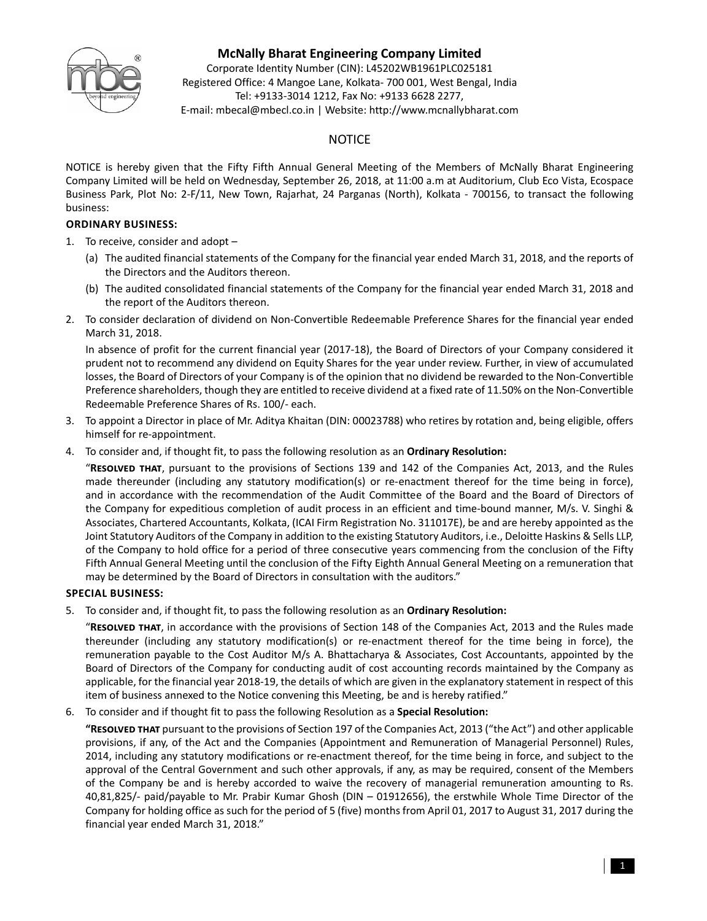# McNally Bharat Engineering Company Limited

Corporate Identity Number (CIN): L45202WB1961PLC025181
Registered Office: 4 Mangoe Lane, Kolkata- 700 001, West Bengal, India
Tel: +9133-3014 1212, Fax No: +9133 6628 2277,
E-mail: mbecal@mbecl.co.in | Website: http://www.mcnallybharat.com

## NOTICE

NOTICE is hereby given that the Fifty Fifth Annual General Meeting of the Members of McNally Bharat Engineering Company Limited will be held on Wednesday, September 26, 2018, at 11:00 a.m at Auditorium, Club Eco Vista, Ecospace Business Park, Plot No: 2-F/11, New Town, Rajarhat, 24 Parganas (North), Kolkata - 700156, to transact the following business:

### ORDINARY BUSINESS:

1. To receive, consider and adopt –
   (a) The audited financial statements of the Company for the financial year ended March 31, 2018, and the reports of the Directors and the Auditors thereon.
   (b) The audited consolidated financial statements of the Company for the financial year ended March 31, 2018 and the report of the Auditors thereon.
2. To consider declaration of dividend on Non-Convertible Redeemable Preference Shares for the financial year ended March 31, 2018.

   In absence of profit for the current financial year (2017-18), the Board of Directors of your Company considered it prudent not to recommend any dividend on Equity Shares for the year under review. Further, in view of accumulated losses, the Board of Directors of your Company is of the opinion that no dividend be rewarded to the Non-Convertible Preference shareholders, though they are entitled to receive dividend at a fixed rate of 11.50% on the Non-Convertible Redeemable Preference Shares of Rs. 100/- each.
3. To appoint a Director in place of Mr. Aditya Khaitan (DIN: 00023788) who retires by rotation and, being eligible, offers himself for re-appointment.
4. To consider and, if thought fit, to pass the following resolution as an **Ordinary Resolution:**

   "**RESOLVED THAT**, pursuant to the provisions of Sections 139 and 142 of the Companies Act, 2013, and the Rules made thereunder (including any statutory modification(s) or re-enactment thereof for the time being in force), and in accordance with the recommendation of the Audit Committee of the Board and the Board of Directors of the Company for expeditious completion of audit process in an efficient and time-bound manner, M/s. V. Singhi & Associates, Chartered Accountants, Kolkata, (ICAI Firm Registration No. 311017E), be and are hereby appointed as the Joint Statutory Auditors of the Company in addition to the existing Statutory Auditors, i.e., Deloitte Haskins & Sells LLP, of the Company to hold office for a period of three consecutive years commencing from the conclusion of the Fifty Fifth Annual General Meeting until the conclusion of the Fifty Eighth Annual General Meeting on a remuneration that may be determined by the Board of Directors in consultation with the auditors."

### SPECIAL BUSINESS:

5. To consider and, if thought fit, to pass the following resolution as an **Ordinary Resolution:**

   "**RESOLVED THAT**, in accordance with the provisions of Section 148 of the Companies Act, 2013 and the Rules made thereunder (including any statutory modification(s) or re-enactment thereof for the time being in force), the remuneration payable to the Cost Auditor M/s A. Bhattacharya & Associates, Cost Accountants, appointed by the Board of Directors of the Company for conducting audit of cost accounting records maintained by the Company as applicable, for the financial year 2018-19, the details of which are given in the explanatory statement in respect of this item of business annexed to the Notice convening this Meeting, be and is hereby ratified."
6. To consider and if thought fit to pass the following Resolution as a **Special Resolution:**

   **"RESOLVED THAT** pursuant to the provisions of Section 197 of the Companies Act, 2013 ("the Act") and other applicable provisions, if any, of the Act and the Companies (Appointment and Remuneration of Managerial Personnel) Rules, 2014, including any statutory modifications or re-enactment thereof, for the time being in force, and subject to the approval of the Central Government and such other approvals, if any, as may be required, consent of the Members of the Company be and is hereby accorded to waive the recovery of managerial remuneration amounting to Rs. 40,81,825/- paid/payable to Mr. Prabir Kumar Ghosh (DIN – 01912656), the erstwhile Whole Time Director of the Company for holding office as such for the period of 5 (five) months from April 01, 2017 to August 31, 2017 during the financial year ended March 31, 2018."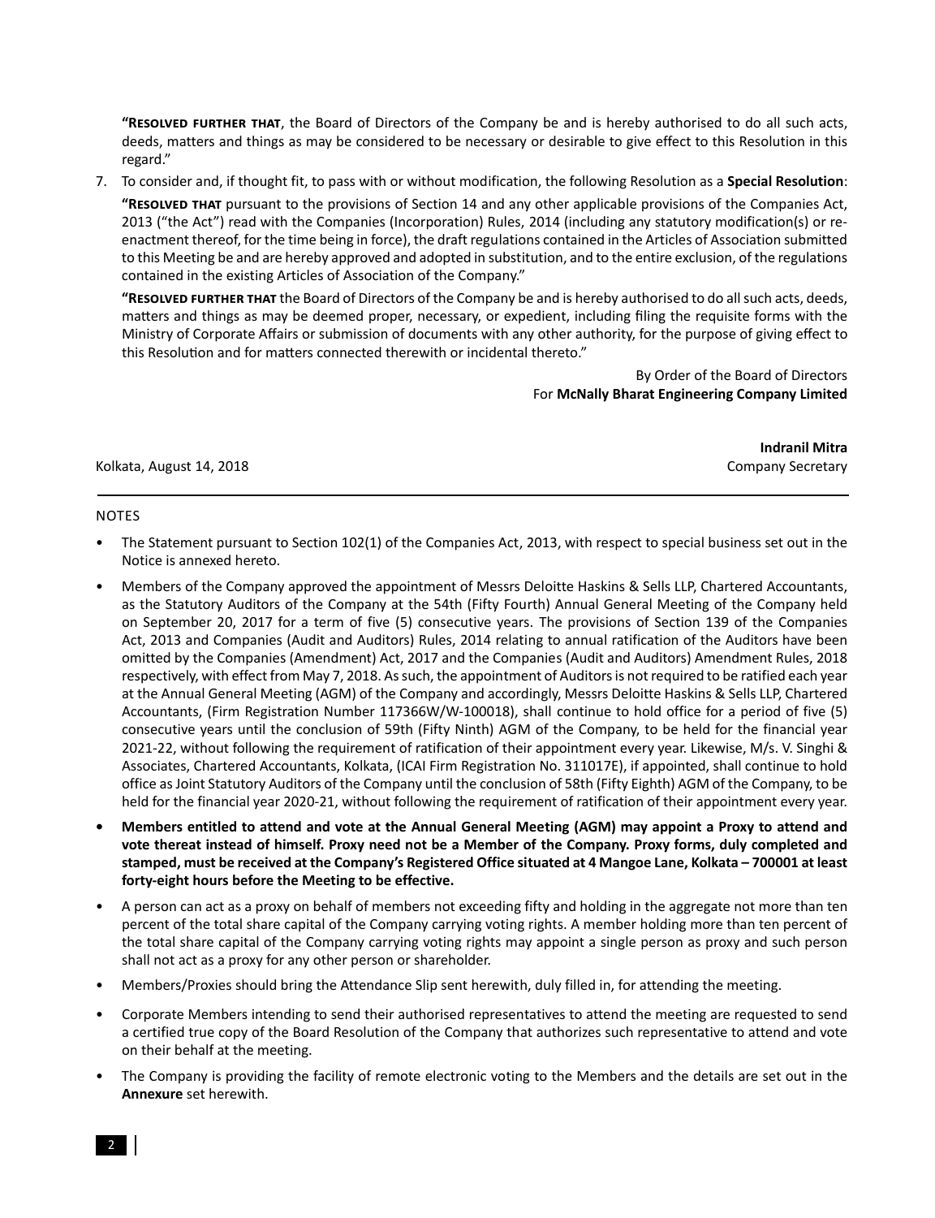**"Resolved further that**, the Board of Directors of the Company be and is hereby authorised to do all such acts, deeds, matters and things as may be considered to be necessary or desirable to give effect to this Resolution in this regard."

7. To consider and, if thought fit, to pass with or without modification, the following Resolution as a **Special Resolution**:

   **"Resolved that** pursuant to the provisions of Section 14 and any other applicable provisions of the Companies Act, 2013 ("the Act") read with the Companies (Incorporation) Rules, 2014 (including any statutory modification(s) or re-enactment thereof, for the time being in force), the draft regulations contained in the Articles of Association submitted to this Meeting be and are hereby approved and adopted in substitution, and to the entire exclusion, of the regulations contained in the existing Articles of Association of the Company."

   **"Resolved further that** the Board of Directors of the Company be and is hereby authorised to do all such acts, deeds, matters and things as may be deemed proper, necessary, or expedient, including filing the requisite forms with the Ministry of Corporate Affairs or submission of documents with any other authority, for the purpose of giving effect to this Resolution and for matters connected therewith or incidental thereto."

By Order of the Board of Directors
For **McNally Bharat Engineering Company Limited**

**Indranil Mitra**
Company Secretary

Kolkata, August 14, 2018

NOTES

- The Statement pursuant to Section 102(1) of the Companies Act, 2013, with respect to special business set out in the Notice is annexed hereto.
- Members of the Company approved the appointment of Messrs Deloitte Haskins & Sells LLP, Chartered Accountants, as the Statutory Auditors of the Company at the 54th (Fifty Fourth) Annual General Meeting of the Company held on September 20, 2017 for a term of five (5) consecutive years. The provisions of Section 139 of the Companies Act, 2013 and Companies (Audit and Auditors) Rules, 2014 relating to annual ratification of the Auditors have been omitted by the Companies (Amendment) Act, 2017 and the Companies (Audit and Auditors) Amendment Rules, 2018 respectively, with effect from May 7, 2018. As such, the appointment of Auditors is not required to be ratified each year at the Annual General Meeting (AGM) of the Company and accordingly, Messrs Deloitte Haskins & Sells LLP, Chartered Accountants, (Firm Registration Number 117366W/W-100018), shall continue to hold office for a period of five (5) consecutive years until the conclusion of 59th (Fifty Ninth) AGM of the Company, to be held for the financial year 2021-22, without following the requirement of ratification of their appointment every year. Likewise, M/s. V. Singhi & Associates, Chartered Accountants, Kolkata, (ICAI Firm Registration No. 311017E), if appointed, shall continue to hold office as Joint Statutory Auditors of the Company until the conclusion of 58th (Fifty Eighth) AGM of the Company, to be held for the financial year 2020-21, without following the requirement of ratification of their appointment every year.
- **Members entitled to attend and vote at the Annual General Meeting (AGM) may appoint a Proxy to attend and vote thereat instead of himself. Proxy need not be a Member of the Company. Proxy forms, duly completed and stamped, must be received at the Company's Registered Office situated at 4 Mangoe Lane, Kolkata – 700001 at least forty-eight hours before the Meeting to be effective.**
- A person can act as a proxy on behalf of members not exceeding fifty and holding in the aggregate not more than ten percent of the total share capital of the Company carrying voting rights. A member holding more than ten percent of the total share capital of the Company carrying voting rights may appoint a single person as proxy and such person shall not act as a proxy for any other person or shareholder.
- Members/Proxies should bring the Attendance Slip sent herewith, duly filled in, for attending the meeting.
- Corporate Members intending to send their authorised representatives to attend the meeting are requested to send a certified true copy of the Board Resolution of the Company that authorizes such representative to attend and vote on their behalf at the meeting.
- The Company is providing the facility of remote electronic voting to the Members and the details are set out in the **Annexure** set herewith.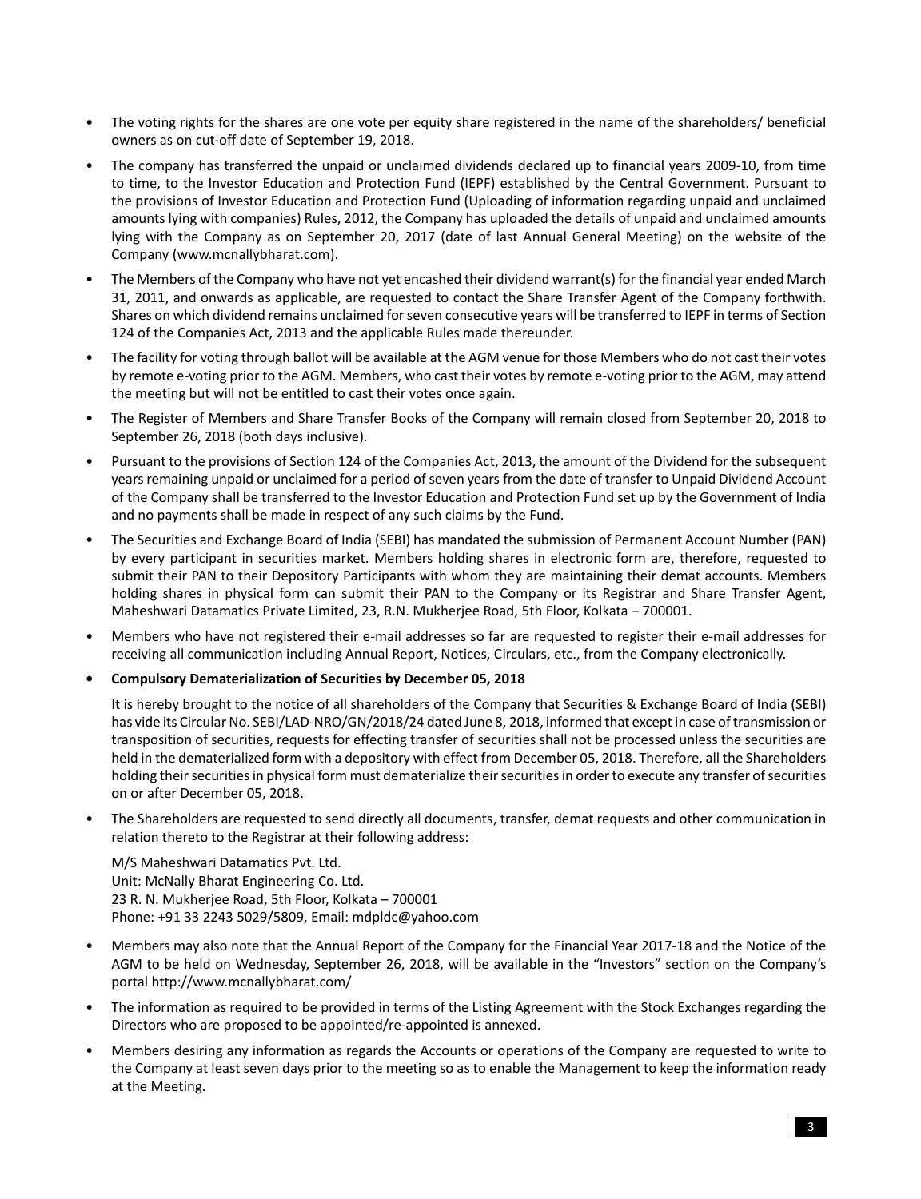- The voting rights for the shares are one vote per equity share registered in the name of the shareholders/ beneficial owners as on cut-off date of September 19, 2018.
- The company has transferred the unpaid or unclaimed dividends declared up to financial years 2009-10, from time to time, to the Investor Education and Protection Fund (IEPF) established by the Central Government. Pursuant to the provisions of Investor Education and Protection Fund (Uploading of information regarding unpaid and unclaimed amounts lying with companies) Rules, 2012, the Company has uploaded the details of unpaid and unclaimed amounts lying with the Company as on September 20, 2017 (date of last Annual General Meeting) on the website of the Company (www.mcnallybharat.com).
- The Members of the Company who have not yet encashed their dividend warrant(s) for the financial year ended March 31, 2011, and onwards as applicable, are requested to contact the Share Transfer Agent of the Company forthwith. Shares on which dividend remains unclaimed for seven consecutive years will be transferred to IEPF in terms of Section 124 of the Companies Act, 2013 and the applicable Rules made thereunder.
- The facility for voting through ballot will be available at the AGM venue for those Members who do not cast their votes by remote e-voting prior to the AGM. Members, who cast their votes by remote e-voting prior to the AGM, may attend the meeting but will not be entitled to cast their votes once again.
- The Register of Members and Share Transfer Books of the Company will remain closed from September 20, 2018 to September 26, 2018 (both days inclusive).
- Pursuant to the provisions of Section 124 of the Companies Act, 2013, the amount of the Dividend for the subsequent years remaining unpaid or unclaimed for a period of seven years from the date of transfer to Unpaid Dividend Account of the Company shall be transferred to the Investor Education and Protection Fund set up by the Government of India and no payments shall be made in respect of any such claims by the Fund.
- The Securities and Exchange Board of India (SEBI) has mandated the submission of Permanent Account Number (PAN) by every participant in securities market. Members holding shares in electronic form are, therefore, requested to submit their PAN to their Depository Participants with whom they are maintaining their demat accounts. Members holding shares in physical form can submit their PAN to the Company or its Registrar and Share Transfer Agent, Maheshwari Datamatics Private Limited, 23, R.N. Mukherjee Road, 5th Floor, Kolkata – 700001.
- Members who have not registered their e-mail addresses so far are requested to register their e-mail addresses for receiving all communication including Annual Report, Notices, Circulars, etc., from the Company electronically.
- **Compulsory Dematerialization of Securities by December 05, 2018**

  It is hereby brought to the notice of all shareholders of the Company that Securities & Exchange Board of India (SEBI) has vide its Circular No. SEBI/LAD-NRO/GN/2018/24 dated June 8, 2018, informed that except in case of transmission or transposition of securities, requests for effecting transfer of securities shall not be processed unless the securities are held in the dematerialized form with a depository with effect from December 05, 2018. Therefore, all the Shareholders holding their securities in physical form must dematerialize their securities in order to execute any transfer of securities on or after December 05, 2018.
- The Shareholders are requested to send directly all documents, transfer, demat requests and other communication in relation thereto to the Registrar at their following address:

  M/S Maheshwari Datamatics Pvt. Ltd.
  Unit: McNally Bharat Engineering Co. Ltd.
  23 R. N. Mukherjee Road, 5th Floor, Kolkata – 700001
  Phone: +91 33 2243 5029/5809, Email: mdpldc@yahoo.com
- Members may also note that the Annual Report of the Company for the Financial Year 2017-18 and the Notice of the AGM to be held on Wednesday, September 26, 2018, will be available in the "Investors" section on the Company's portal http://www.mcnallybharat.com/
- The information as required to be provided in terms of the Listing Agreement with the Stock Exchanges regarding the Directors who are proposed to be appointed/re-appointed is annexed.
- Members desiring any information as regards the Accounts or operations of the Company are requested to write to the Company at least seven days prior to the meeting so as to enable the Management to keep the information ready at the Meeting.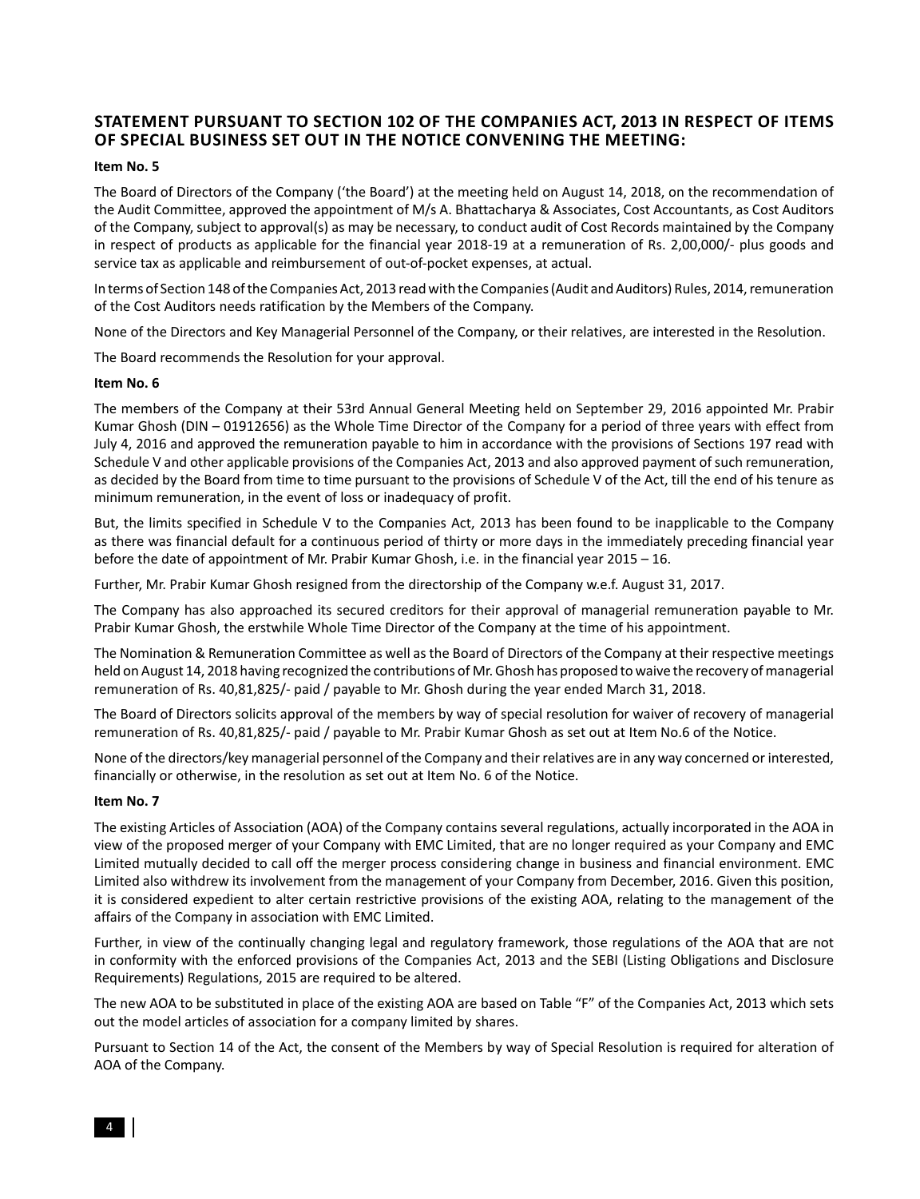## STATEMENT PURSUANT TO SECTION 102 OF THE COMPANIES ACT, 2013 IN RESPECT OF ITEMS OF SPECIAL BUSINESS SET OUT IN THE NOTICE CONVENING THE MEETING:

**Item No. 5**

The Board of Directors of the Company ('the Board') at the meeting held on August 14, 2018, on the recommendation of the Audit Committee, approved the appointment of M/s A. Bhattacharya & Associates, Cost Accountants, as Cost Auditors of the Company, subject to approval(s) as may be necessary, to conduct audit of Cost Records maintained by the Company in respect of products as applicable for the financial year 2018-19 at a remuneration of Rs. 2,00,000/- plus goods and service tax as applicable and reimbursement of out-of-pocket expenses, at actual.

In terms of Section 148 of the Companies Act, 2013 read with the Companies (Audit and Auditors) Rules, 2014, remuneration of the Cost Auditors needs ratification by the Members of the Company.

None of the Directors and Key Managerial Personnel of the Company, or their relatives, are interested in the Resolution.

The Board recommends the Resolution for your approval.

**Item No. 6**

The members of the Company at their 53rd Annual General Meeting held on September 29, 2016 appointed Mr. Prabir Kumar Ghosh (DIN – 01912656) as the Whole Time Director of the Company for a period of three years with effect from July 4, 2016 and approved the remuneration payable to him in accordance with the provisions of Sections 197 read with Schedule V and other applicable provisions of the Companies Act, 2013 and also approved payment of such remuneration, as decided by the Board from time to time pursuant to the provisions of Schedule V of the Act, till the end of his tenure as minimum remuneration, in the event of loss or inadequacy of profit.

But, the limits specified in Schedule V to the Companies Act, 2013 has been found to be inapplicable to the Company as there was financial default for a continuous period of thirty or more days in the immediately preceding financial year before the date of appointment of Mr. Prabir Kumar Ghosh, i.e. in the financial year 2015 – 16.

Further, Mr. Prabir Kumar Ghosh resigned from the directorship of the Company w.e.f. August 31, 2017.

The Company has also approached its secured creditors for their approval of managerial remuneration payable to Mr. Prabir Kumar Ghosh, the erstwhile Whole Time Director of the Company at the time of his appointment.

The Nomination & Remuneration Committee as well as the Board of Directors of the Company at their respective meetings held on August 14, 2018 having recognized the contributions of Mr. Ghosh has proposed to waive the recovery of managerial remuneration of Rs. 40,81,825/- paid / payable to Mr. Ghosh during the year ended March 31, 2018.

The Board of Directors solicits approval of the members by way of special resolution for waiver of recovery of managerial remuneration of Rs. 40,81,825/- paid / payable to Mr. Prabir Kumar Ghosh as set out at Item No.6 of the Notice.

None of the directors/key managerial personnel of the Company and their relatives are in any way concerned or interested, financially or otherwise, in the resolution as set out at Item No. 6 of the Notice.

**Item No. 7**

The existing Articles of Association (AOA) of the Company contains several regulations, actually incorporated in the AOA in view of the proposed merger of your Company with EMC Limited, that are no longer required as your Company and EMC Limited mutually decided to call off the merger process considering change in business and financial environment. EMC Limited also withdrew its involvement from the management of your Company from December, 2016. Given this position, it is considered expedient to alter certain restrictive provisions of the existing AOA, relating to the management of the affairs of the Company in association with EMC Limited.

Further, in view of the continually changing legal and regulatory framework, those regulations of the AOA that are not in conformity with the enforced provisions of the Companies Act, 2013 and the SEBI (Listing Obligations and Disclosure Requirements) Regulations, 2015 are required to be altered.

The new AOA to be substituted in place of the existing AOA are based on Table "F" of the Companies Act, 2013 which sets out the model articles of association for a company limited by shares.

Pursuant to Section 14 of the Act, the consent of the Members by way of Special Resolution is required for alteration of AOA of the Company.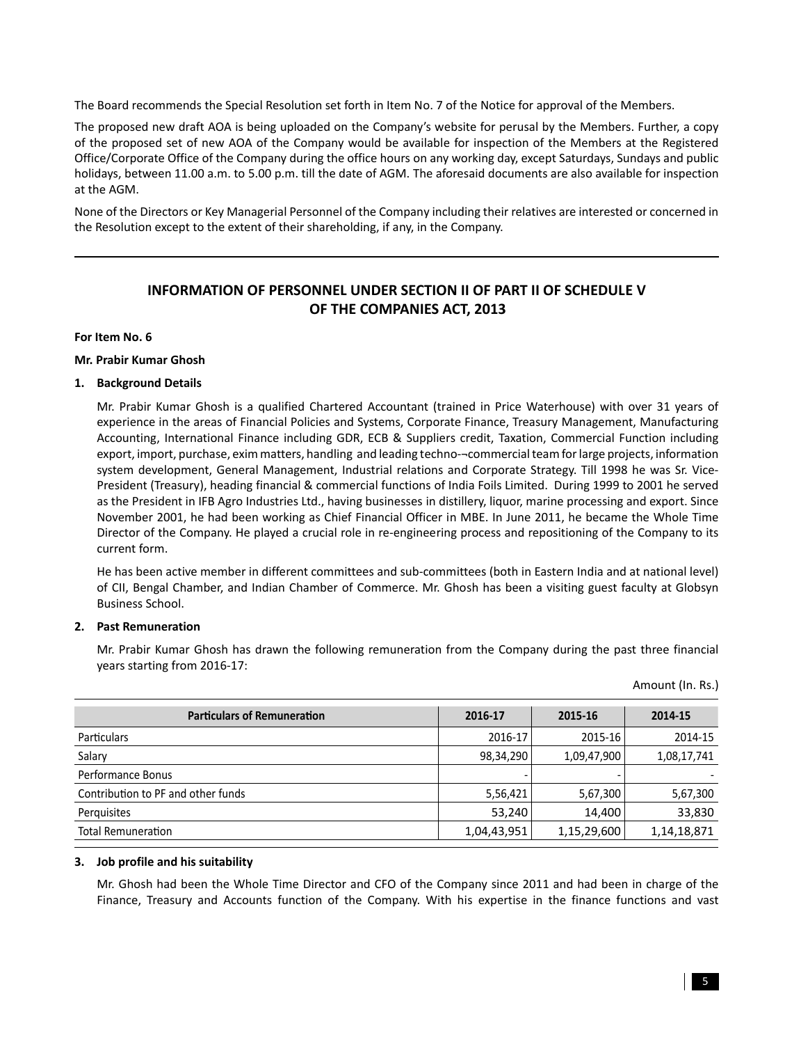The Board recommends the Special Resolution set forth in Item No. 7 of the Notice for approval of the Members.

The proposed new draft AOA is being uploaded on the Company's website for perusal by the Members. Further, a copy of the proposed set of new AOA of the Company would be available for inspection of the Members at the Registered Office/Corporate Office of the Company during the office hours on any working day, except Saturdays, Sundays and public holidays, between 11.00 a.m. to 5.00 p.m. till the date of AGM. The aforesaid documents are also available for inspection at the AGM.

None of the Directors or Key Managerial Personnel of the Company including their relatives are interested or concerned in the Resolution except to the extent of their shareholding, if any, in the Company.

---

## INFORMATION OF PERSONNEL UNDER SECTION II OF PART II OF SCHEDULE V OF THE COMPANIES ACT, 2013

**For Item No. 6**

**Mr. Prabir Kumar Ghosh**

**1. Background Details**

Mr. Prabir Kumar Ghosh is a qualified Chartered Accountant (trained in Price Waterhouse) with over 31 years of experience in the areas of Financial Policies and Systems, Corporate Finance, Treasury Management, Manufacturing Accounting, International Finance including GDR, ECB & Suppliers credit, Taxation, Commercial Function including export, import, purchase, exim matters, handling and leading techno-¬commercial team for large projects, information system development, General Management, Industrial relations and Corporate Strategy. Till 1998 he was Sr. Vice-President (Treasury), heading financial & commercial functions of India Foils Limited. During 1999 to 2001 he served as the President in IFB Agro Industries Ltd., having businesses in distillery, liquor, marine processing and export. Since November 2001, he had been working as Chief Financial Officer in MBE. In June 2011, he became the Whole Time Director of the Company. He played a crucial role in re-engineering process and repositioning of the Company to its current form.

He has been active member in different committees and sub-committees (both in Eastern India and at national level) of CII, Bengal Chamber, and Indian Chamber of Commerce. Mr. Ghosh has been a visiting guest faculty at Globsyn Business School.

**2. Past Remuneration**

Mr. Prabir Kumar Ghosh has drawn the following remuneration from the Company during the past three financial years starting from 2016-17:

Amount (In. Rs.)

| Particulars of Remuneration | 2016-17 | 2015-16 | 2014-15 |
|---|---|---|---|
| Particulars | 2016-17 | 2015-16 | 2014-15 |
| Salary | 98,34,290 | 1,09,47,900 | 1,08,17,741 |
| Performance Bonus | - | - | - |
| Contribution to PF and other funds | 5,56,421 | 5,67,300 | 5,67,300 |
| Perquisites | 53,240 | 14,400 | 33,830 |
| Total Remuneration | 1,04,43,951 | 1,15,29,600 | 1,14,18,871 |

**3. Job profile and his suitability**

Mr. Ghosh had been the Whole Time Director and CFO of the Company since 2011 and had been in charge of the Finance, Treasury and Accounts function of the Company. With his expertise in the finance functions and vast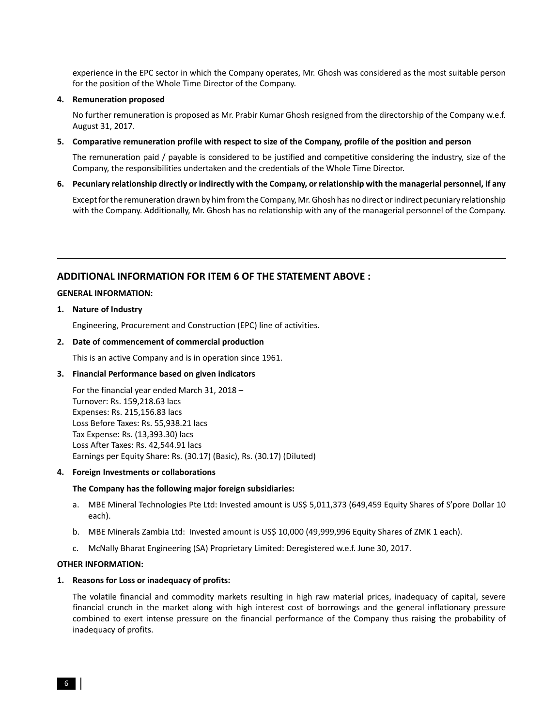experience in the EPC sector in which the Company operates, Mr. Ghosh was considered as the most suitable person for the position of the Whole Time Director of the Company.

**4. Remuneration proposed**

No further remuneration is proposed as Mr. Prabir Kumar Ghosh resigned from the directorship of the Company w.e.f. August 31, 2017.

**5. Comparative remuneration profile with respect to size of the Company, profile of the position and person**

The remuneration paid / payable is considered to be justified and competitive considering the industry, size of the Company, the responsibilities undertaken and the credentials of the Whole Time Director.

**6. Pecuniary relationship directly or indirectly with the Company, or relationship with the managerial personnel, if any**

Except for the remuneration drawn by him from the Company, Mr. Ghosh has no direct or indirect pecuniary relationship with the Company. Additionally, Mr. Ghosh has no relationship with any of the managerial personnel of the Company.

---

## ADDITIONAL INFORMATION FOR ITEM 6 OF THE STATEMENT ABOVE :

**GENERAL INFORMATION:**

**1. Nature of Industry**

Engineering, Procurement and Construction (EPC) line of activities.

**2. Date of commencement of commercial production**

This is an active Company and is in operation since 1961.

**3. Financial Performance based on given indicators**

For the financial year ended March 31, 2018 –
Turnover: Rs. 159,218.63 lacs
Expenses: Rs. 215,156.83 lacs
Loss Before Taxes: Rs. 55,938.21 lacs
Tax Expense: Rs. (13,393.30) lacs
Loss After Taxes: Rs. 42,544.91 lacs
Earnings per Equity Share: Rs. (30.17) (Basic), Rs. (30.17) (Diluted)

**4. Foreign Investments or collaborations**

**The Company has the following major foreign subsidiaries:**

a. MBE Mineral Technologies Pte Ltd: Invested amount is US$ 5,011,373 (649,459 Equity Shares of S'pore Dollar 10 each).

b. MBE Minerals Zambia Ltd: Invested amount is US$ 10,000 (49,999,996 Equity Shares of ZMK 1 each).

c. McNally Bharat Engineering (SA) Proprietary Limited: Deregistered w.e.f. June 30, 2017.

**OTHER INFORMATION:**

**1. Reasons for Loss or inadequacy of profits:**

The volatile financial and commodity markets resulting in high raw material prices, inadequacy of capital, severe financial crunch in the market along with high interest cost of borrowings and the general inflationary pressure combined to exert intense pressure on the financial performance of the Company thus raising the probability of inadequacy of profits.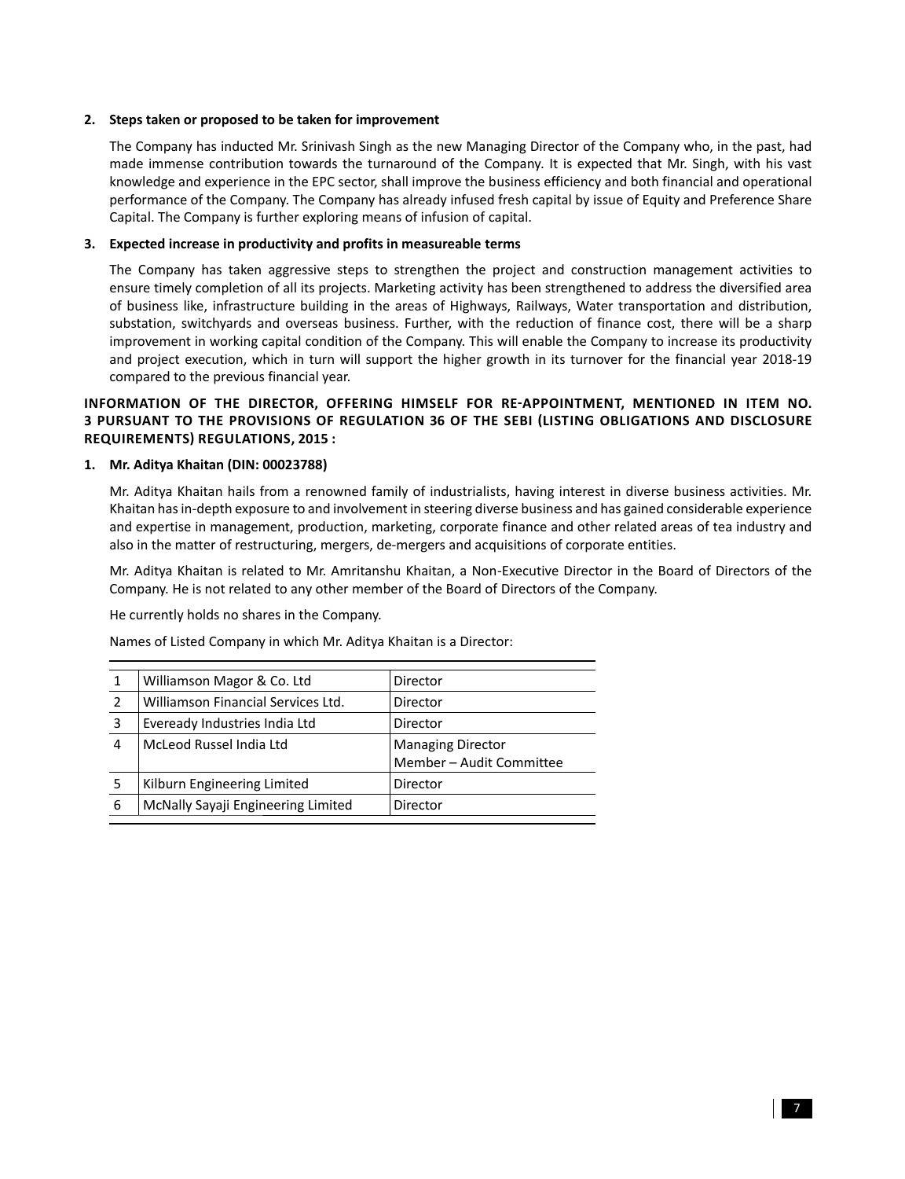**2. Steps taken or proposed to be taken for improvement**

The Company has inducted Mr. Srinivash Singh as the new Managing Director of the Company who, in the past, had made immense contribution towards the turnaround of the Company. It is expected that Mr. Singh, with his vast knowledge and experience in the EPC sector, shall improve the business efficiency and both financial and operational performance of the Company. The Company has already infused fresh capital by issue of Equity and Preference Share Capital. The Company is further exploring means of infusion of capital.

**3. Expected increase in productivity and profits in measureable terms**

The Company has taken aggressive steps to strengthen the project and construction management activities to ensure timely completion of all its projects. Marketing activity has been strengthened to address the diversified area of business like, infrastructure building in the areas of Highways, Railways, Water transportation and distribution, substation, switchyards and overseas business. Further, with the reduction of finance cost, there will be a sharp improvement in working capital condition of the Company. This will enable the Company to increase its productivity and project execution, which in turn will support the higher growth in its turnover for the financial year 2018-19 compared to the previous financial year.

**INFORMATION OF THE DIRECTOR, OFFERING HIMSELF FOR RE-APPOINTMENT, MENTIONED IN ITEM NO. 3 PURSUANT TO THE PROVISIONS OF REGULATION 36 OF THE SEBI (LISTING OBLIGATIONS AND DISCLOSURE REQUIREMENTS) REGULATIONS, 2015 :**

**1. Mr. Aditya Khaitan (DIN: 00023788)**

Mr. Aditya Khaitan hails from a renowned family of industrialists, having interest in diverse business activities. Mr. Khaitan has in-depth exposure to and involvement in steering diverse business and has gained considerable experience and expertise in management, production, marketing, corporate finance and other related areas of tea industry and also in the matter of restructuring, mergers, de-mergers and acquisitions of corporate entities.

Mr. Aditya Khaitan is related to Mr. Amritanshu Khaitan, a Non-Executive Director in the Board of Directors of the Company. He is not related to any other member of the Board of Directors of the Company.

He currently holds no shares in the Company.

Names of Listed Company in which Mr. Aditya Khaitan is a Director:

| | | |
|---|---|---|
| 1 | Williamson Magor & Co. Ltd | Director |
| 2 | Williamson Financial Services Ltd. | Director |
| 3 | Eveready Industries India Ltd | Director |
| 4 | McLeod Russel India Ltd | Managing Director<br>Member – Audit Committee |
| 5 | Kilburn Engineering Limited | Director |
| 6 | McNally Sayaji Engineering Limited | Director |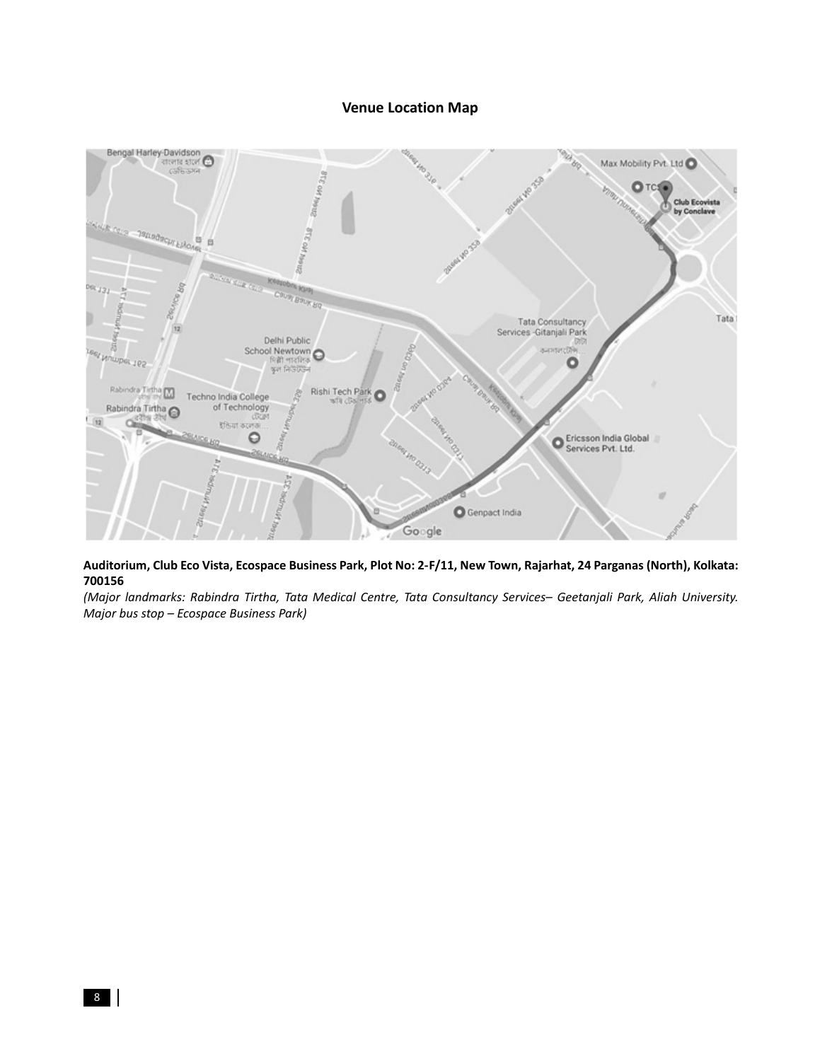## Venue Location Map

**Auditorium, Club Eco Vista, Ecospace Business Park, Plot No: 2-F/11, New Town, Rajarhat, 24 Parganas (North), Kolkata: 700156**

*(Major landmarks: Rabindra Tirtha, Tata Medical Centre, Tata Consultancy Services– Geetanjali Park, Aliah University. Major bus stop – Ecospace Business Park)*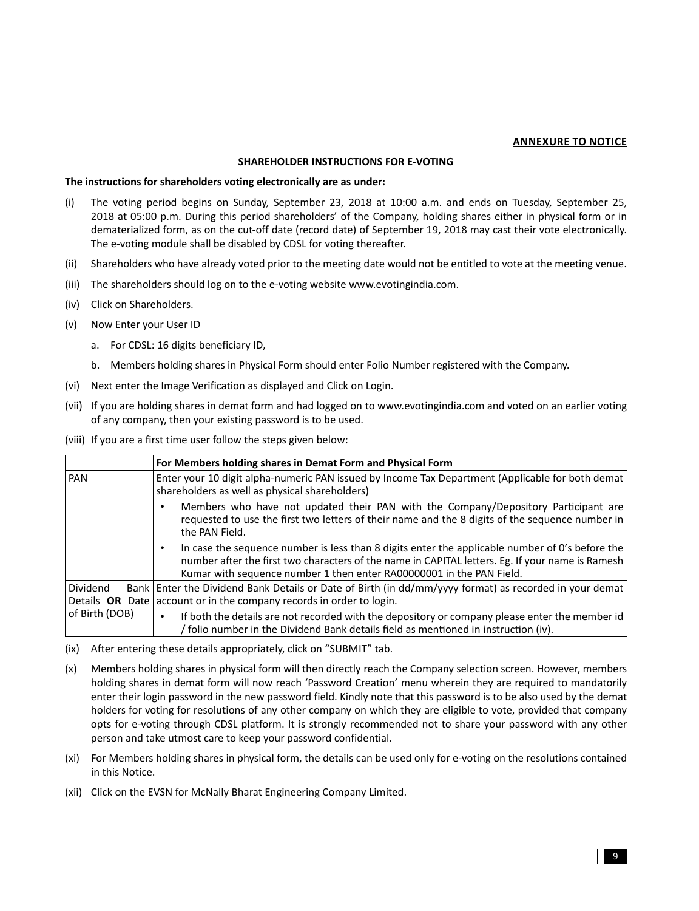**ANNEXURE TO NOTICE**

**SHAREHOLDER INSTRUCTIONS FOR E-VOTING**

**The instructions for shareholders voting electronically are as under:**

(i) The voting period begins on Sunday, September 23, 2018 at 10:00 a.m. and ends on Tuesday, September 25, 2018 at 05:00 p.m. During this period shareholders' of the Company, holding shares either in physical form or in dematerialized form, as on the cut-off date (record date) of September 19, 2018 may cast their vote electronically. The e-voting module shall be disabled by CDSL for voting thereafter.

(ii) Shareholders who have already voted prior to the meeting date would not be entitled to vote at the meeting venue.

(iii) The shareholders should log on to the e-voting website www.evotingindia.com.

(iv) Click on Shareholders.

(v) Now Enter your User ID

   a. For CDSL: 16 digits beneficiary ID,

   b. Members holding shares in Physical Form should enter Folio Number registered with the Company.

(vi) Next enter the Image Verification as displayed and Click on Login.

(vii) If you are holding shares in demat form and had logged on to www.evotingindia.com and voted on an earlier voting of any company, then your existing password is to be used.

(viii) If you are a first time user follow the steps given below:

| | **For Members holding shares in Demat Form and Physical Form** |
|---|---|
| PAN | Enter your 10 digit alpha-numeric PAN issued by Income Tax Department (Applicable for both demat shareholders as well as physical shareholders)<br>• Members who have not updated their PAN with the Company/Depository Participant are requested to use the first two letters of their name and the 8 digits of the sequence number in the PAN Field.<br>• In case the sequence number is less than 8 digits enter the applicable number of 0's before the number after the first two characters of the name in CAPITAL letters. Eg. If your name is Ramesh Kumar with sequence number 1 then enter RA00000001 in the PAN Field. |
| Dividend Bank Details **OR** Date of Birth (DOB) | Enter the Dividend Bank Details or Date of Birth (in dd/mm/yyyy format) as recorded in your demat account or in the company records in order to login.<br>• If both the details are not recorded with the depository or company please enter the member id / folio number in the Dividend Bank details field as mentioned in instruction (iv). |

(ix) After entering these details appropriately, click on "SUBMIT" tab.

(x) Members holding shares in physical form will then directly reach the Company selection screen. However, members holding shares in demat form will now reach 'Password Creation' menu wherein they are required to mandatorily enter their login password in the new password field. Kindly note that this password is to be also used by the demat holders for voting for resolutions of any other company on which they are eligible to vote, provided that company opts for e-voting through CDSL platform. It is strongly recommended not to share your password with any other person and take utmost care to keep your password confidential.

(xi) For Members holding shares in physical form, the details can be used only for e-voting on the resolutions contained in this Notice.

(xii) Click on the EVSN for McNally Bharat Engineering Company Limited.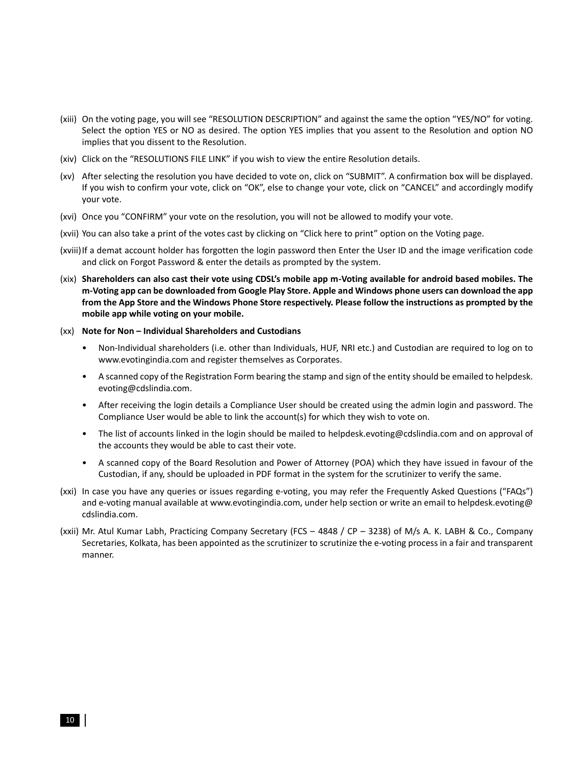(xiii) On the voting page, you will see "RESOLUTION DESCRIPTION" and against the same the option "YES/NO" for voting. Select the option YES or NO as desired. The option YES implies that you assent to the Resolution and option NO implies that you dissent to the Resolution.

(xiv) Click on the "RESOLUTIONS FILE LINK" if you wish to view the entire Resolution details.

(xv) After selecting the resolution you have decided to vote on, click on "SUBMIT". A confirmation box will be displayed. If you wish to confirm your vote, click on "OK", else to change your vote, click on "CANCEL" and accordingly modify your vote.

(xvi) Once you "CONFIRM" your vote on the resolution, you will not be allowed to modify your vote.

(xvii) You can also take a print of the votes cast by clicking on "Click here to print" option on the Voting page.

(xviii) If a demat account holder has forgotten the login password then Enter the User ID and the image verification code and click on Forgot Password & enter the details as prompted by the system.

(xix) **Shareholders can also cast their vote using CDSL's mobile app m-Voting available for android based mobiles. The m-Voting app can be downloaded from Google Play Store. Apple and Windows phone users can download the app from the App Store and the Windows Phone Store respectively. Please follow the instructions as prompted by the mobile app while voting on your mobile.**

(xx) **Note for Non – Individual Shareholders and Custodians**

- Non-Individual shareholders (i.e. other than Individuals, HUF, NRI etc.) and Custodian are required to log on to www.evotingindia.com and register themselves as Corporates.
- A scanned copy of the Registration Form bearing the stamp and sign of the entity should be emailed to helpdesk.evoting@cdslindia.com.
- After receiving the login details a Compliance User should be created using the admin login and password. The Compliance User would be able to link the account(s) for which they wish to vote on.
- The list of accounts linked in the login should be mailed to helpdesk.evoting@cdslindia.com and on approval of the accounts they would be able to cast their vote.
- A scanned copy of the Board Resolution and Power of Attorney (POA) which they have issued in favour of the Custodian, if any, should be uploaded in PDF format in the system for the scrutinizer to verify the same.

(xxi) In case you have any queries or issues regarding e-voting, you may refer the Frequently Asked Questions ("FAQs") and e-voting manual available at www.evotingindia.com, under help section or write an email to helpdesk.evoting@cdslindia.com.

(xxii) Mr. Atul Kumar Labh, Practicing Company Secretary (FCS – 4848 / CP – 3238) of M/s A. K. LABH & Co., Company Secretaries, Kolkata, has been appointed as the scrutinizer to scrutinize the e-voting process in a fair and transparent manner.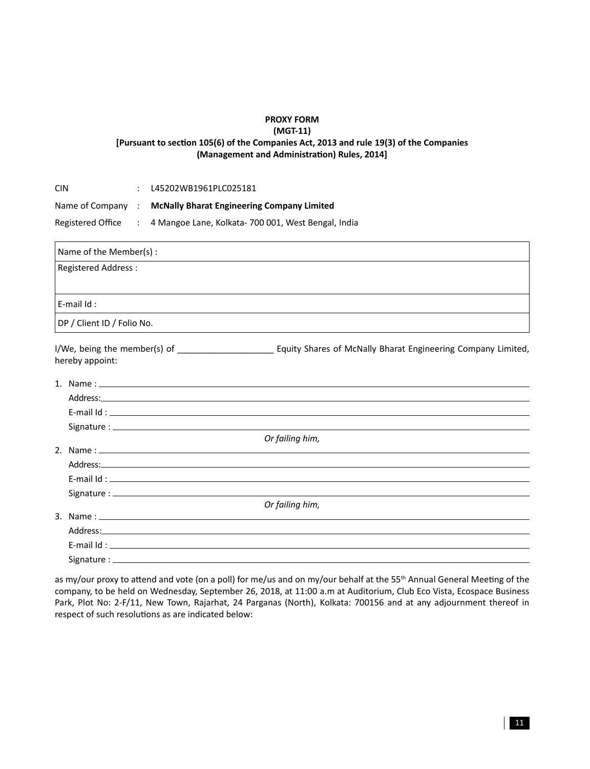**PROXY FORM**

**(MGT-11)**

**[Pursuant to section 105(6) of the Companies Act, 2013 and rule 19(3) of the Companies (Management and Administration) Rules, 2014]**

CIN : L45202WB1961PLC025181

Name of Company : **McNally Bharat Engineering Company Limited**

Registered Office : 4 Mangoe Lane, Kolkata- 700 001, West Bengal, India

| |
|---|
| Name of the Member(s) : |
| Registered Address : |
| E-mail Id : |
| DP / Client ID / Folio No. |

I/We, being the member(s) of ____________________ Equity Shares of McNally Bharat Engineering Company Limited, hereby appoint:

1. Name : ______________________________
   Address: ______________________________
   E-mail Id : ______________________________
   Signature : ______________________________

   *Or failing him,*

2. Name : ______________________________
   Address: ______________________________
   E-mail Id : ______________________________
   Signature : ______________________________

   *Or failing him,*

3. Name : ______________________________
   Address: ______________________________
   E-mail Id : ______________________________
   Signature : ______________________________

as my/our proxy to attend and vote (on a poll) for me/us and on my/our behalf at the 55th Annual General Meeting of the company, to be held on Wednesday, September 26, 2018, at 11:00 a.m at Auditorium, Club Eco Vista, Ecospace Business Park, Plot No: 2-F/11, New Town, Rajarhat, 24 Parganas (North), Kolkata: 700156 and at any adjournment thereof in respect of such resolutions as are indicated below: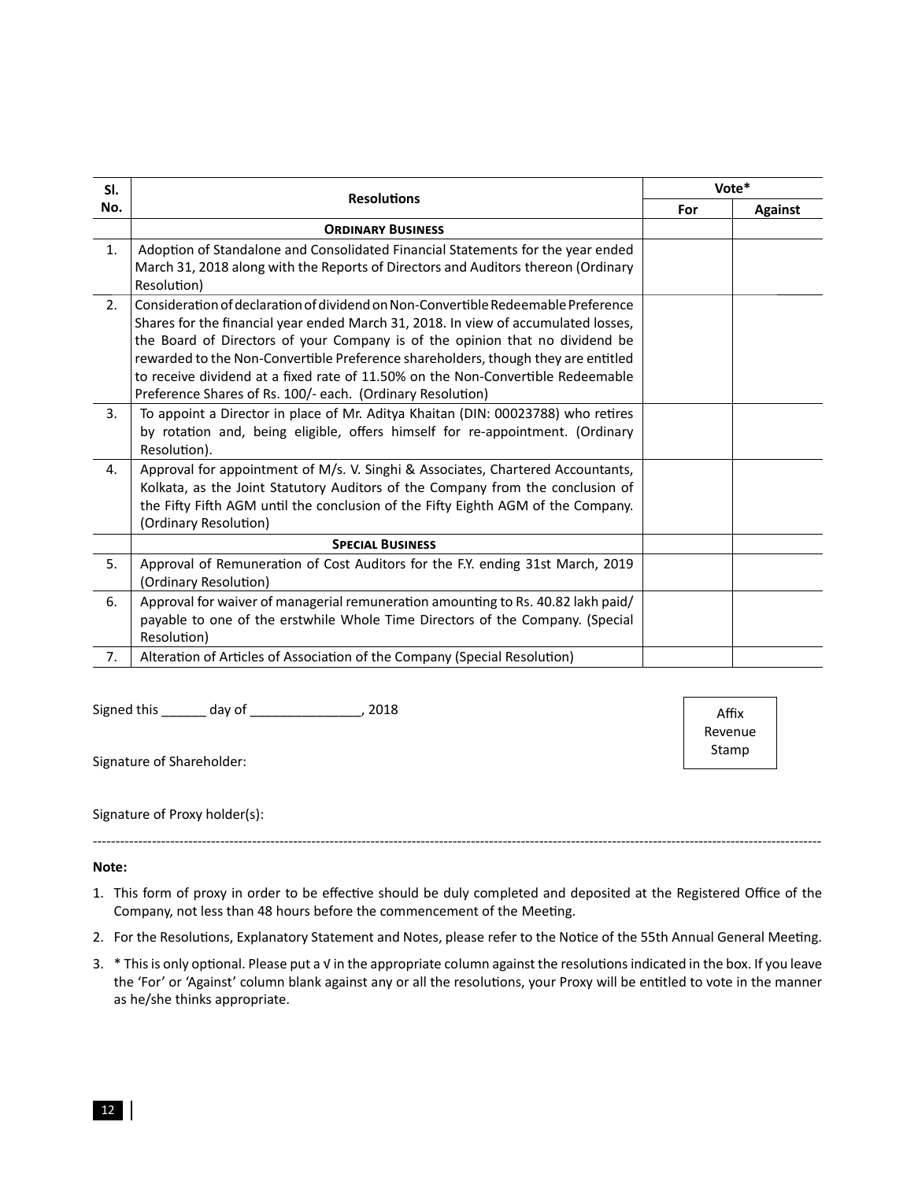| Sl. No. | Resolutions | Vote* | |
|---|---|---|---|
| | | For | Against |
| | **ORDINARY BUSINESS** | | |
| 1. | Adoption of Standalone and Consolidated Financial Statements for the year ended March 31, 2018 along with the Reports of Directors and Auditors thereon (Ordinary Resolution) | | |
| 2. | Consideration of declaration of dividend on Non-Convertible Redeemable Preference Shares for the financial year ended March 31, 2018. In view of accumulated losses, the Board of Directors of your Company is of the opinion that no dividend be rewarded to the Non-Convertible Preference shareholders, though they are entitled to receive dividend at a fixed rate of 11.50% on the Non-Convertible Redeemable Preference Shares of Rs. 100/- each. (Ordinary Resolution) | | |
| 3. | To appoint a Director in place of Mr. Aditya Khaitan (DIN: 00023788) who retires by rotation and, being eligible, offers himself for re-appointment. (Ordinary Resolution). | | |
| 4. | Approval for appointment of M/s. V. Singhi & Associates, Chartered Accountants, Kolkata, as the Joint Statutory Auditors of the Company from the conclusion of the Fifty Fifth AGM until the conclusion of the Fifty Eighth AGM of the Company. (Ordinary Resolution) | | |
| | **SPECIAL BUSINESS** | | |
| 5. | Approval of Remuneration of Cost Auditors for the F.Y. ending 31st March, 2019 (Ordinary Resolution) | | |
| 6. | Approval for waiver of managerial remuneration amounting to Rs. 40.82 lakh paid/ payable to one of the erstwhile Whole Time Directors of the Company. (Special Resolution) | | |
| 7. | Alteration of Articles of Association of the Company (Special Resolution) | | |

Signed this ______ day of _______________, 2018

Affix Revenue Stamp

Signature of Shareholder:

Signature of Proxy holder(s):

---

**Note:**

1. This form of proxy in order to be effective should be duly completed and deposited at the Registered Office of the Company, not less than 48 hours before the commencement of the Meeting.
2. For the Resolutions, Explanatory Statement and Notes, please refer to the Notice of the 55th Annual General Meeting.
3. * This is only optional. Please put a √ in the appropriate column against the resolutions indicated in the box. If you leave the 'For' or 'Against' column blank against any or all the resolutions, your Proxy will be entitled to vote in the manner as he/she thinks appropriate.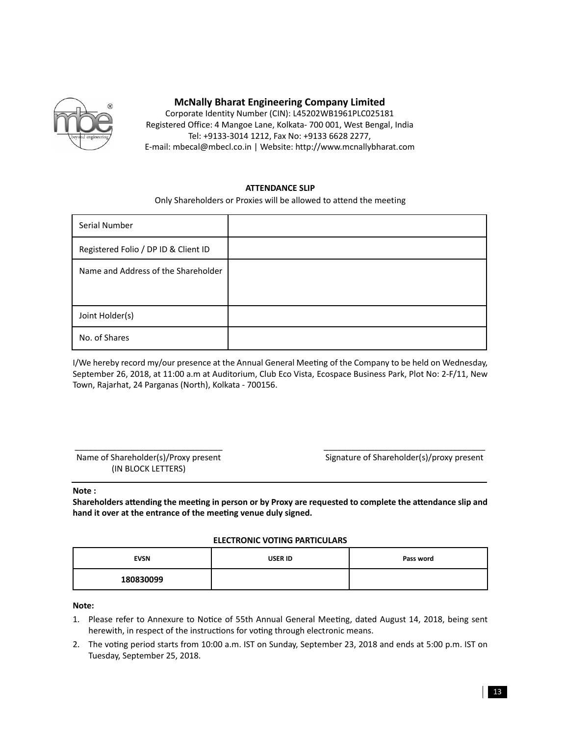# McNally Bharat Engineering Company Limited

Corporate Identity Number (CIN): L45202WB1961PLC025181
Registered Office: 4 Mangoe Lane, Kolkata- 700 001, West Bengal, India
Tel: +9133-3014 1212, Fax No: +9133 6628 2277,
E-mail: mbecal@mbecl.co.in | Website: http://www.mcnallybharat.com

## ATTENDANCE SLIP

Only Shareholders or Proxies will be allowed to attend the meeting

| | |
|---|---|
| Serial Number | |
| Registered Folio / DP ID & Client ID | |
| Name and Address of the Shareholder | |
| Joint Holder(s) | |
| No. of Shares | |

I/We hereby record my/our presence at the Annual General Meeting of the Company to be held on Wednesday, September 26, 2018, at 11:00 a.m at Auditorium, Club Eco Vista, Ecospace Business Park, Plot No: 2-F/11, New Town, Rajarhat, 24 Parganas (North), Kolkata - 700156.

\_\_\_\_\_\_\_\_\_\_\_\_\_\_\_\_\_\_\_\_\_\_\_\_\_\_\_\_\_\_
Name of Shareholder(s)/Proxy present
(IN BLOCK LETTERS)

\_\_\_\_\_\_\_\_\_\_\_\_\_\_\_\_\_\_\_\_\_\_\_\_\_\_\_\_\_\_
Signature of Shareholder(s)/proxy present

**Note :**

**Shareholders attending the meeting in person or by Proxy are requested to complete the attendance slip and hand it over at the entrance of the meeting venue duly signed.**

## ELECTRONIC VOTING PARTICULARS

| EVSN | USER ID | Pass word |
|---|---|---|
| **180830099** | | |

**Note:**

1. Please refer to Annexure to Notice of 55th Annual General Meeting, dated August 14, 2018, being sent herewith, in respect of the instructions for voting through electronic means.
2. The voting period starts from 10:00 a.m. IST on Sunday, September 23, 2018 and ends at 5:00 p.m. IST on Tuesday, September 25, 2018.